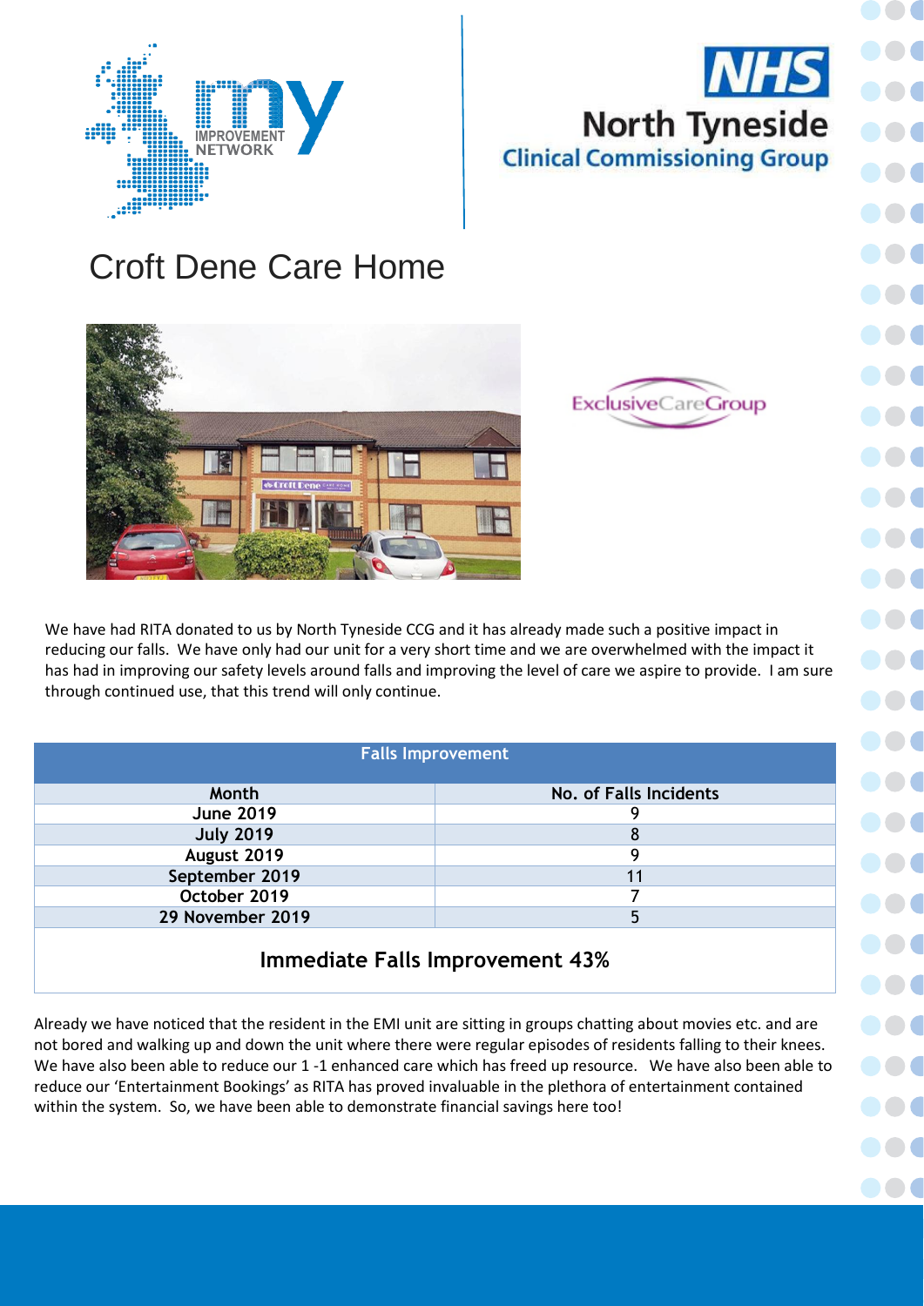# Croft Dene Care Home

We have had RITA donated to us by North Tyneside CCG and it has already made such a positive impact in reducing our falls. We have only had our unit for a very short time and we are overwhelmed with the impact it has had in improving our safety levels around falls and improving the level of care we aspire to provide. I am sure through continued use, that this trend will only continue.

| Falls Improvement | |
|---|---|
| **Month** | **No. of Falls Incidents** |
| **June 2019** | 9 |
| **July 2019** | 8 |
| **August 2019** | 9 |
| **September 2019** | 11 |
| **October 2019** | 7 |
| **29 November 2019** | 5 |

**Immediate Falls Improvement 43%**

Already we have noticed that the resident in the EMI unit are sitting in groups chatting about movies etc. and are not bored and walking up and down the unit where there were regular episodes of residents falling to their knees. We have also been able to reduce our 1 -1 enhanced care which has freed up resource. We have also been able to reduce our 'Entertainment Bookings' as RITA has proved invaluable in the plethora of entertainment contained within the system. So, we have been able to demonstrate financial savings here too!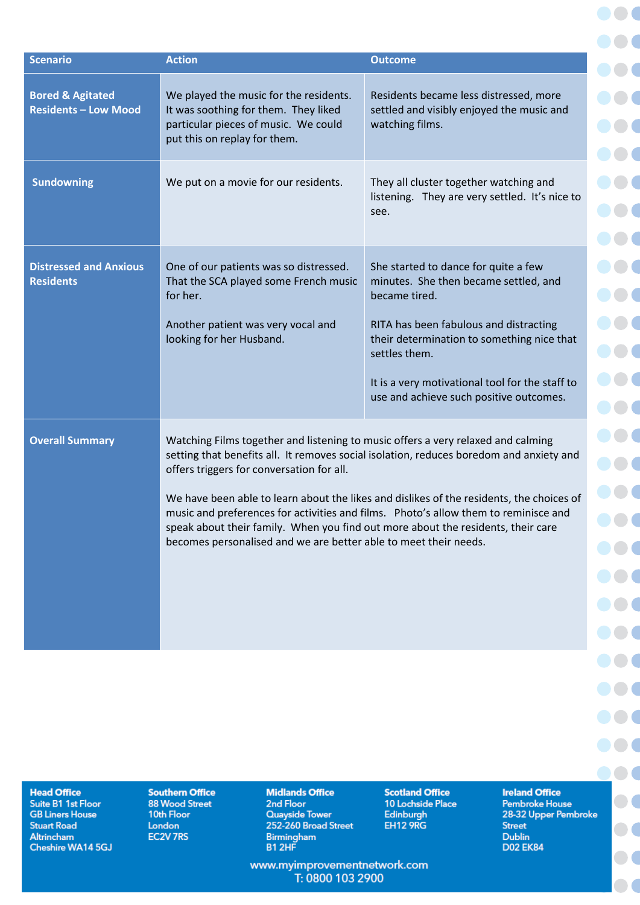| Scenario | Action | Outcome |
|---|---|---|
| **Bored & Agitated Residents – Low Mood** | We played the music for the residents. It was soothing for them. They liked particular pieces of music. We could put this on replay for them. | Residents became less distressed, more settled and visibly enjoyed the music and watching films. |
| **Sundowning** | We put on a movie for our residents. | They all cluster together watching and listening. They are very settled. It's nice to see. |
| **Distressed and Anxious Residents** | One of our patients was so distressed. That the SCA played some French music for her.<br><br>Another patient was very vocal and looking for her Husband. | She started to dance for quite a few minutes. She then became settled, and became tired.<br><br>RITA has been fabulous and distracting their determination to something nice that settles them.<br><br>It is a very motivational tool for the staff to use and achieve such positive outcomes. |
| **Overall Summary** | Watching Films together and listening to music offers a very relaxed and calming setting that benefits all. It removes social isolation, reduces boredom and anxiety and offers triggers for conversation for all.<br><br>We have been able to learn about the likes and dislikes of the residents, the choices of music and preferences for activities and films. Photo's allow them to reminisce and speak about their family. When you find out more about the residents, their care becomes personalised and we are better able to meet their needs. | |

**Head Office**
Suite B1 1st Floor
GB Liners House
Stuart Road
Altrincham
Cheshire WA14 5GJ

**Southern Office**
88 Wood Street
10th Floor
London
EC2V 7RS

**Midlands Office**
2nd Floor
Quayside Tower
252-260 Broad Street
Birmingham
B1 2HF

**Scotland Office**
10 Lochside Place
Edinburgh
EH12 9RG

**Ireland Office**
Pembroke House
28-32 Upper Pembroke Street
Dublin
D02 EK84

www.myimprovementnetwork.com
T: 0800 103 2900